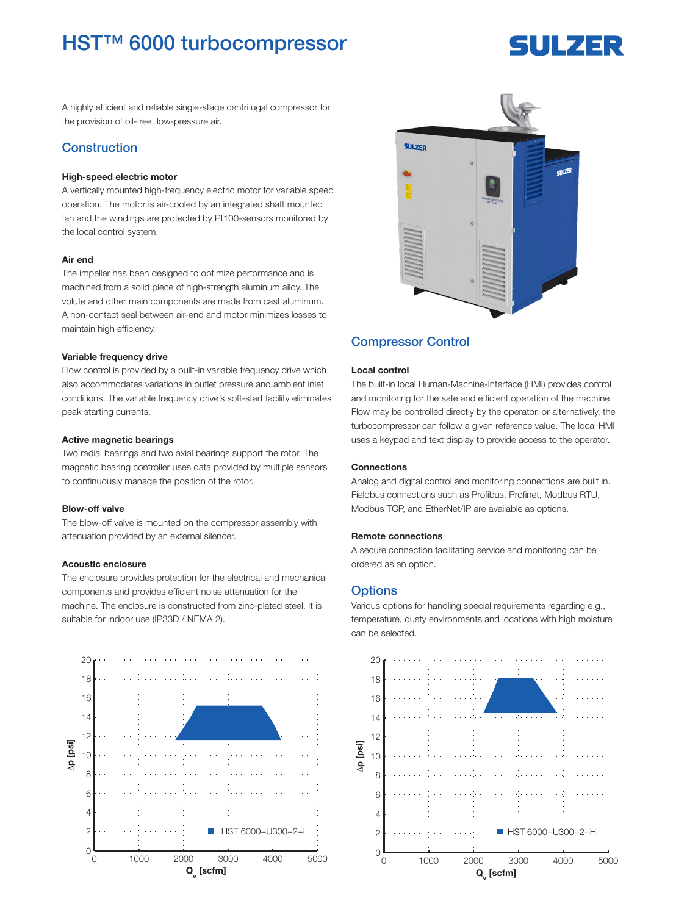# HST™ 6000 turbocompressor

A highly efficient and reliable single-stage centrifugal compressor for the provision of oil-free, low-pressure air.

## Construction

### High-speed electric motor

A vertically mounted high-frequency electric motor for variable speed operation. The motor is air-cooled by an integrated shaft mounted fan and the windings are protected by Pt100-sensors monitored by the local control system.

### Air end

The impeller has been designed to optimize performance and is machined from a solid piece of high-strength aluminum alloy. The volute and other main components are made from cast aluminum. A non-contact seal between air-end and motor minimizes losses to maintain high efficiency.

### Variable frequency drive

Flow control is provided by a built-in variable frequency drive which also accommodates variations in outlet pressure and ambient inlet conditions. The variable frequency drive's soft-start facility eliminates peak starting currents.

### Active magnetic bearings

Two radial bearings and two axial bearings support the rotor. The magnetic bearing controller uses data provided by multiple sensors to continuously manage the position of the rotor.

### Blow-off valve

The blow-off valve is mounted on the compressor assembly with attenuation provided by an external silencer.

### Acoustic enclosure

The enclosure provides protection for the electrical and mechanical components and provides efficient noise attenuation for the machine. The enclosure is constructed from zinc-plated steel. It is suitable for indoor use (IP33D / NEMA 2).

## Compressor Control

### Local control

The built-in local Human-Machine-Interface (HMI) provides control and monitoring for the safe and efficient operation of the machine. Flow may be controlled directly by the operator, or alternatively, the turbocompressor can follow a given reference value. The local HMI uses a keypad and text display to provide access to the operator.

### Connections

Analog and digital control and monitoring connections are built in. Fieldbus connections such as Profibus, Profinet, Modbus RTU, Modbus TCP, and EtherNet/IP are available as options.

### Remote connections

A secure connection facilitating service and monitoring can be ordered as an option.

## Options

Various options for handling special requirements regarding e.g., temperature, dusty environments and locations with high moisture can be selected.

HST 6000–U300–2–L ($\Delta p$ [psi] vs. $Q_v$ [scfm])

HST 6000–U300–2–H ($\Delta p$ [psi] vs. $Q_v$ [scfm])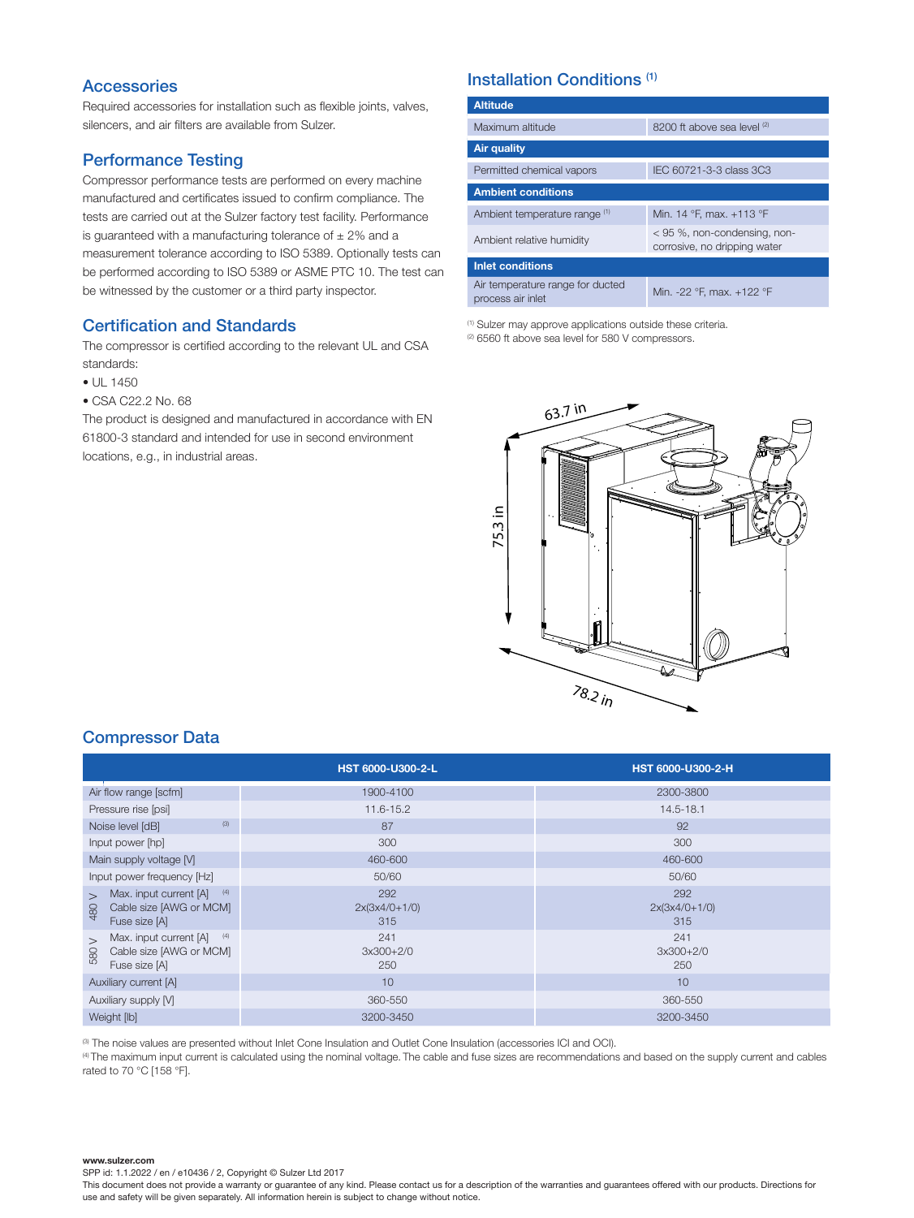## Accessories

Required accessories for installation such as flexible joints, valves, silencers, and air filters are available from Sulzer.

## Performance Testing

Compressor performance tests are performed on every machine manufactured and certificates issued to confirm compliance. The tests are carried out at the Sulzer factory test facility. Performance is guaranteed with a manufacturing tolerance of ± 2% and a measurement tolerance according to ISO 5389. Optionally tests can be performed according to ISO 5389 or ASME PTC 10. The test can be witnessed by the customer or a third party inspector.

## Certification and Standards

The compressor is certified according to the relevant UL and CSA standards:

- UL 1450
- CSA C22.2 No. 68

The product is designed and manufactured in accordance with EN 61800-3 standard and intended for use in second environment locations, e.g., in industrial areas.

## Installation Conditions [1]

| | |
|---|---|
| **Altitude** | |
| Maximum altitude | 8200 ft above sea level [2] |
| **Air quality** | |
| Permitted chemical vapors | IEC 60721-3-3 class 3C3 |
| **Ambient conditions** | |
| Ambient temperature range [1] | Min. 14 °F, max. +113 °F |
| Ambient relative humidity | < 95 %, non-condensing, non-corrosive, no dripping water |
| **Inlet conditions** | |
| Air temperature range for ducted process air inlet | Min. -22 °F, max. +122 °F |

[1] Sulzer may approve applications outside these criteria.
[2] 6560 ft above sea level for 580 V compressors.

63.7 in
75.3 in
78.2 in

## Compressor Data

| | | HST 6000-U300-2-L | HST 6000-U300-2-H |
|---|---|---|---|
| Air flow range [scfm] | | 1900-4100 | 2300-3800 |
| Pressure rise [psi] | | 11.6-15.2 | 14.5-18.1 |
| Noise level [dB] [3] | | 87 | 92 |
| Input power [hp] | | 300 | 300 |
| Main supply voltage [V] | | 460-600 | 460-600 |
| Input power frequency [Hz] | | 50/60 | 50/60 |
| 480 V | Max. input current [A] [4] | 292 | 292 |
| | Cable size [AWG or MCM] | 2x(3x4/0+1/0) | 2x(3x4/0+1/0) |
| | Fuse size [A] | 315 | 315 |
| 580 V | Max. input current [A] [4] | 241 | 241 |
| | Cable size [AWG or MCM] | 3x300+2/0 | 3x300+2/0 |
| | Fuse size [A] | 250 | 250 |
| Auxiliary current [A] | | 10 | 10 |
| Auxiliary supply [V] | | 360-550 | 360-550 |
| Weight [lb] | | 3200-3450 | 3200-3450 |

[3] The noise values are presented without Inlet Cone Insulation and Outlet Cone Insulation (accessories ICI and OCI).
[4] The maximum input current is calculated using the nominal voltage. The cable and fuse sizes are recommendations and based on the supply current and cables rated to 70 °C [158 °F].

**www.sulzer.com**
SPP id: 1.1.2022 / en / e10436 / 2, Copyright © Sulzer Ltd 2017
This document does not provide a warranty or guarantee of any kind. Please contact us for a description of the warranties and guarantees offered with our products. Directions for use and safety will be given separately. All information herein is subject to change without notice.